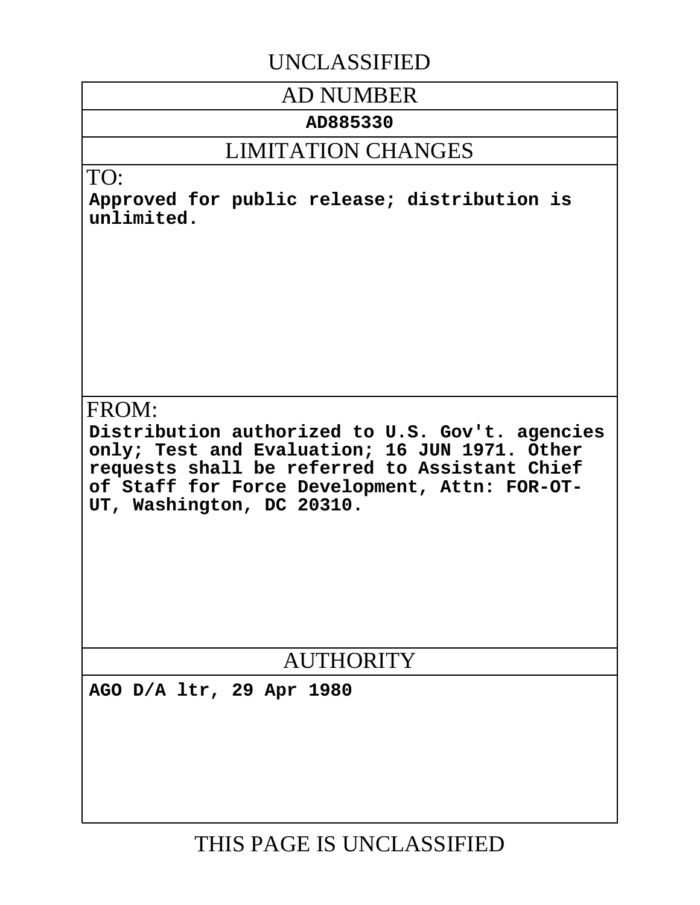UNCLASSIFIED

# AD NUMBER

**AD885330**

## LIMITATION CHANGES

TO:

**Approved for public release; distribution is unlimited.**

FROM:

**Distribution authorized to U.S. Gov't. agencies only; Test and Evaluation; 16 JUN 1971. Other requests shall be referred to Assistant Chief of Staff for Force Development, Attn: FOR-OT-UT, Washington, DC 20310.**

## AUTHORITY

**AGO D/A ltr, 29 Apr 1980**

THIS PAGE IS UNCLASSIFIED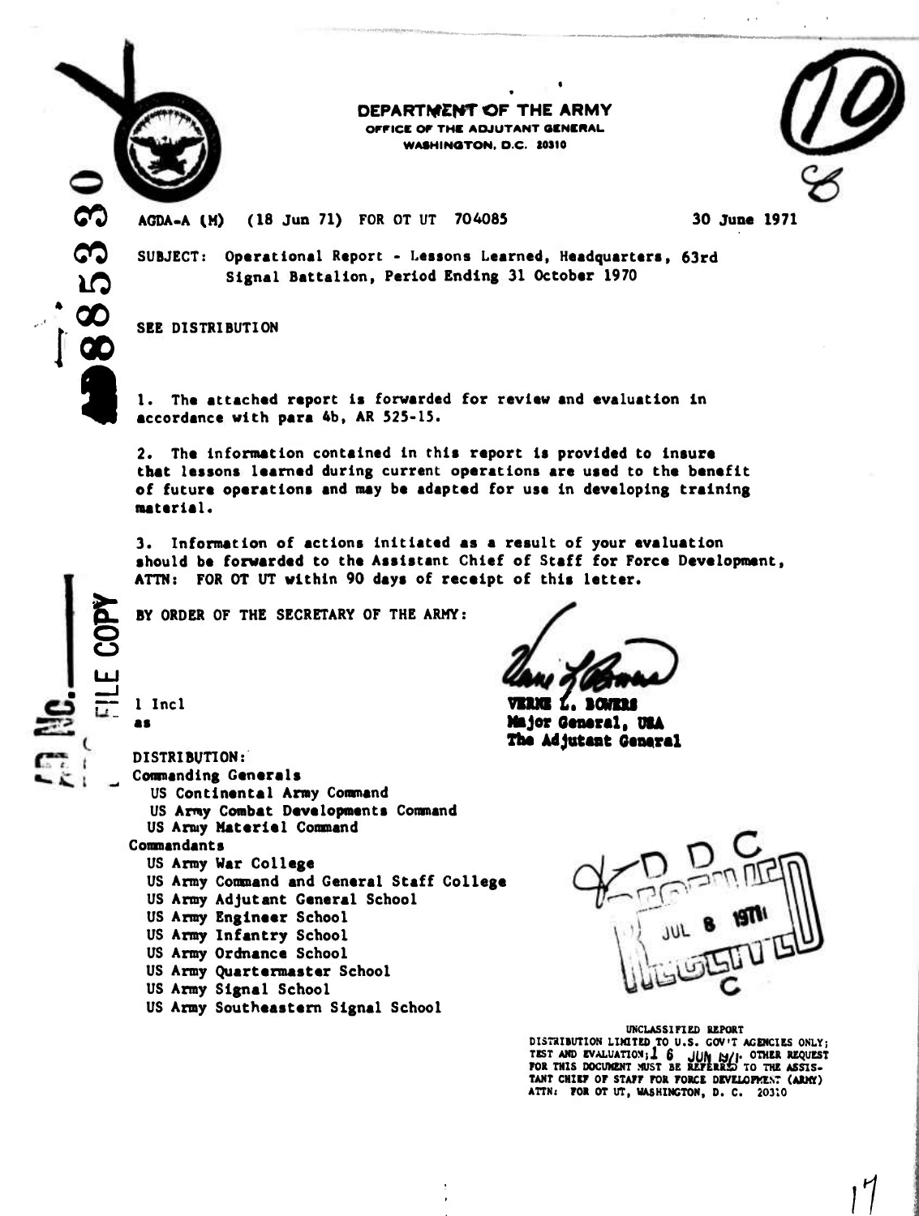**DEPARTMENT OF THE ARMY**
**OFFICE OF THE ADJUTANT GENERAL**
**WASHINGTON, D.C. 20310**

AGDA-A (M) (18 Jun 71) FOR OT UT 704085 — 30 June 1971

SUBJECT: Operational Report - Lessons Learned, Headquarters, 63rd Signal Battalion, Period Ending 31 October 1970

SEE DISTRIBUTION

1. The attached report is forwarded for review and evaluation in accordance with para 4b, AR 525-15.

2. The information contained in this report is provided to insure that lessons learned during current operations are used to the benefit of future operations and may be adapted for use in developing training material.

3. Information of actions initiated as a result of your evaluation should be forwarded to the Assistant Chief of Staff for Force Development, ATTN: FOR OT UT within 90 days of receipt of this letter.

BY ORDER OF THE SECRETARY OF THE ARMY:

VERNE L. BOWERS
Major General, USA
The Adjutant General

1 Incl
as

DISTRIBUTION:
Commanding Generals
- US Continental Army Command
- US Army Combat Developments Command
- US Army Materiel Command

Commandants
- US Army War College
- US Army Command and General Staff College
- US Army Adjutant General School
- US Army Engineer School
- US Army Infantry School
- US Army Ordnance School
- US Army Quartermaster School
- US Army Signal School
- US Army Southeastern Signal School

UNCLASSIFIED REPORT
DISTRIBUTION LIMITED TO U.S. GOV'T AGENCIES ONLY; TEST AND EVALUATION; 16 JUN 1971. OTHER REQUEST FOR THIS DOCUMENT MUST BE REFERRED TO THE ASSISTANT CHIEF OF STAFF FOR FORCE DEVELOPMENT (ARMY) ATTN: FOR OT UT, WASHINGTON, D. C. 20310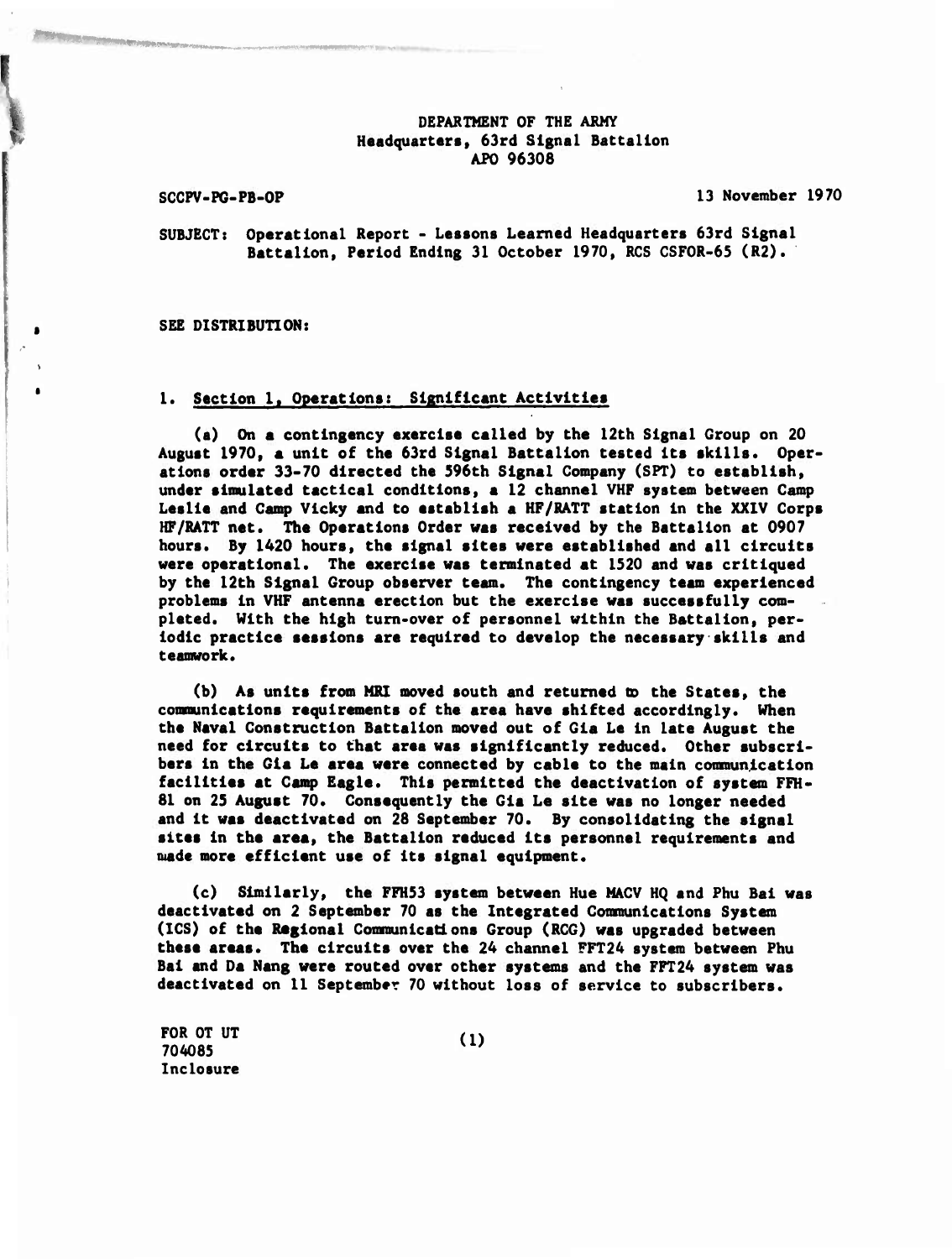DEPARTMENT OF THE ARMY
Headquarters, 63rd Signal Battalion
APO 96308

SCCPV-PG-PB-OP

13 November 1970

SUBJECT: Operational Report - Lessons Learned Headquarters 63rd Signal Battalion, Period Ending 31 October 1970, RCS CSFOR-65 (R2).

SEE DISTRIBUTION:

1. Section 1, Operations: Significant Activities

(a) On a contingency exercise called by the 12th Signal Group on 20 August 1970, a unit of the 63rd Signal Battalion tested its skills. Operations order 33-70 directed the 596th Signal Company (SPT) to establish, under simulated tactical conditions, a 12 channel VHF system between Camp Leslie and Camp Vicky and to establish a HF/RATT station in the XXIV Corps HF/RATT net. The Operations Order was received by the Battalion at 0907 hours. By 1420 hours, the signal sites were established and all circuits were operational. The exercise was terminated at 1520 and was critiqued by the 12th Signal Group observer team. The contingency team experienced problems in VHF antenna erection but the exercise was successfully completed. With the high turn-over of personnel within the Battalion, periodic practice sessions are required to develop the necessary skills and teamwork.

(b) As units from MRI moved south and returned to the States, the communications requirements of the area have shifted accordingly. When the Naval Construction Battalion moved out of Gia Le in late August the need for circuits to that area was significantly reduced. Other subscribers in the Gia Le area were connected by cable to the main communication facilities at Camp Eagle. This permitted the deactivation of system FFH-81 on 25 August 70. Consequently the Gia Le site was no longer needed and it was deactivated on 28 September 70. By consolidating the signal sites in the area, the Battalion reduced its personnel requirements and made more efficient use of its signal equipment.

(c) Similarly, the FFH53 system between Hue MACV HQ and Phu Bai was deactivated on 2 September 70 as the Integrated Communications System (ICS) of the Regional Communications Group (RCG) was upgraded between these areas. The circuits over the 24 channel FFT24 system between Phu Bai and Da Nang were routed over other systems and the FFT24 system was deactivated on 11 September 70 without loss of service to subscribers.

FOR OT UT
704085
Inclosure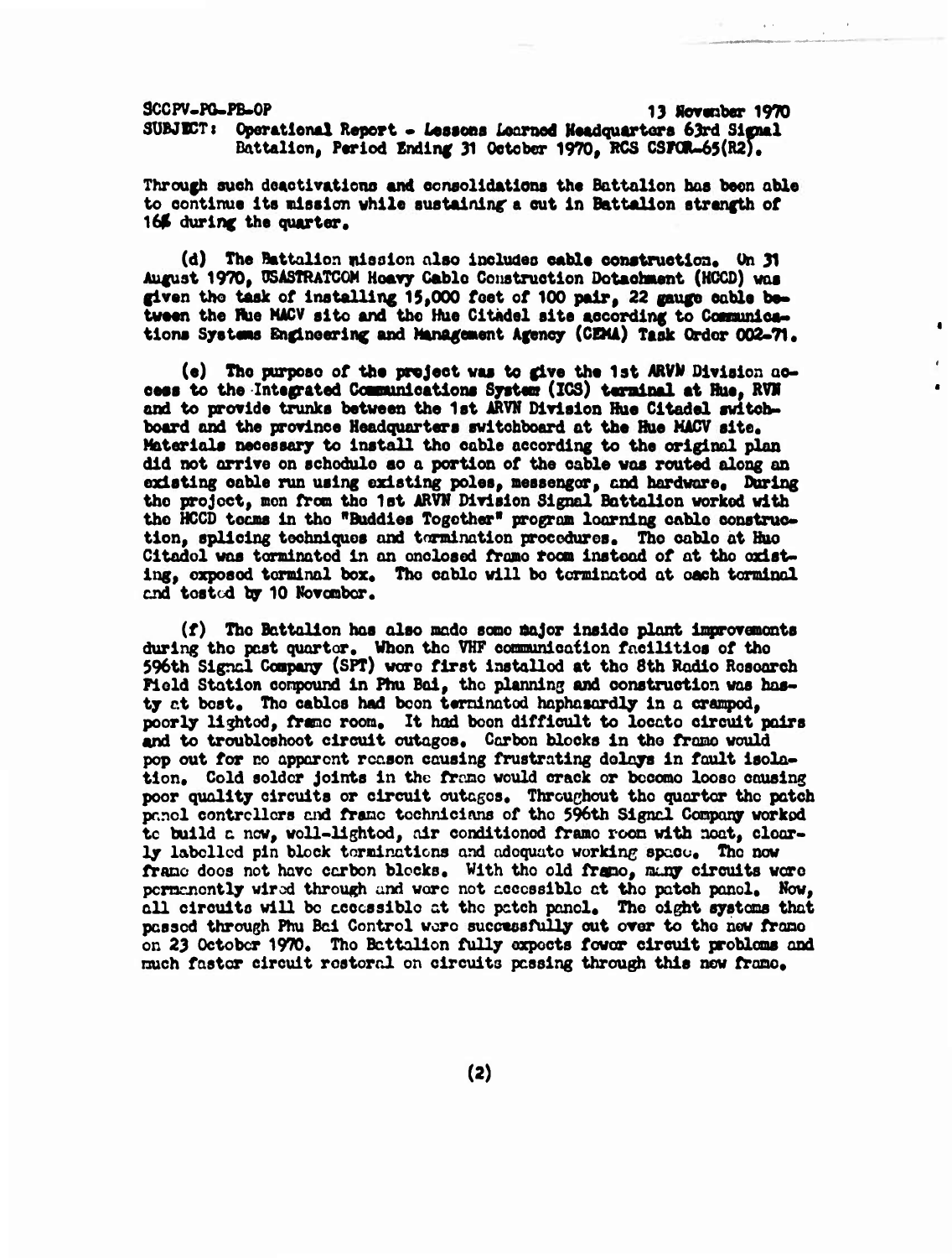SCCPV-PO-PB-OP 13 November 1970
SUBJECT: Operational Report - Lessons Learned Headquarters 63rd Signal Battalion, Period Ending 31 October 1970, RCS CSFOR-65(R2).

Through such deactivations and consolidations the Battalion has been able to continue its mission while sustaining a cut in Battalion strength of 16% during the quarter.

(d) The Battalion mission also includes cable construction. On 31 August 1970, USASTRATCOM Heavy Cable Construction Detachment (HCCD) was given the task of installing 15,000 feet of 100 pair, 22 gauge cable between the Hue MACV site and the Hue Citadel site according to Communications Systems Engineering and Management Agency (CEMA) Task Order 002-71.

(e) The purpose of the project was to give the 1st ARVN Division access to the Integrated Communications System (ICS) terminal at Hue, RVN and to provide trunks between the 1st ARVN Division Hue Citadel switchboard and the province Headquarters switchboard at the Hue MACV site. Materials necessary to install the cable according to the original plan did not arrive on schedule so a portion of the cable was routed along an existing cable run using existing poles, messenger, and hardware. During the project, men from the 1st ARVN Division Signal Battalion worked with the HCCD teams in the "Buddies Together" program learning cable construction, splicing techniques and termination procedures. The cable at Hue Citadel was terminated in an enclosed frame room instead of at the existing, exposed terminal box. The cable will be terminated at each terminal and tested by 10 November.

(f) The Battalion has also made some major inside plant improvements during the past quarter. When the VHF communication facilities of the 596th Signal Company (SPT) were first installed at the 8th Radio Research Field Station compound in Phu Bai, the planning and construction was hasty at best. The cables had been terminated haphazardly in a cramped, poorly lighted, frame room. It had been difficult to locate circuit pairs and to troubleshoot circuit outages. Carbon blocks in the frame would pop out for no apparent reason causing frustrating delays in fault isolation. Cold solder joints in the frame would crack or become loose causing poor quality circuits or circuit outages. Throughout the quarter the patch panel controllers and frame technicians of the 596th Signal Company worked to build a new, well-lighted, air conditioned frame room with neat, clearly labelled pin block terminations and adequate working space. The new frame does not have carbon blocks. With the old frame, many circuits were permanently wired through and were not accessible at the patch panel. Now, all circuits will be accessible at the patch panel. The eight systems that passed through Phu Bai Control were successfully cut over to the new frame on 23 October 1970. The Battalion fully expects fewer circuit problems and much faster circuit restoral on circuits passing through this new frame.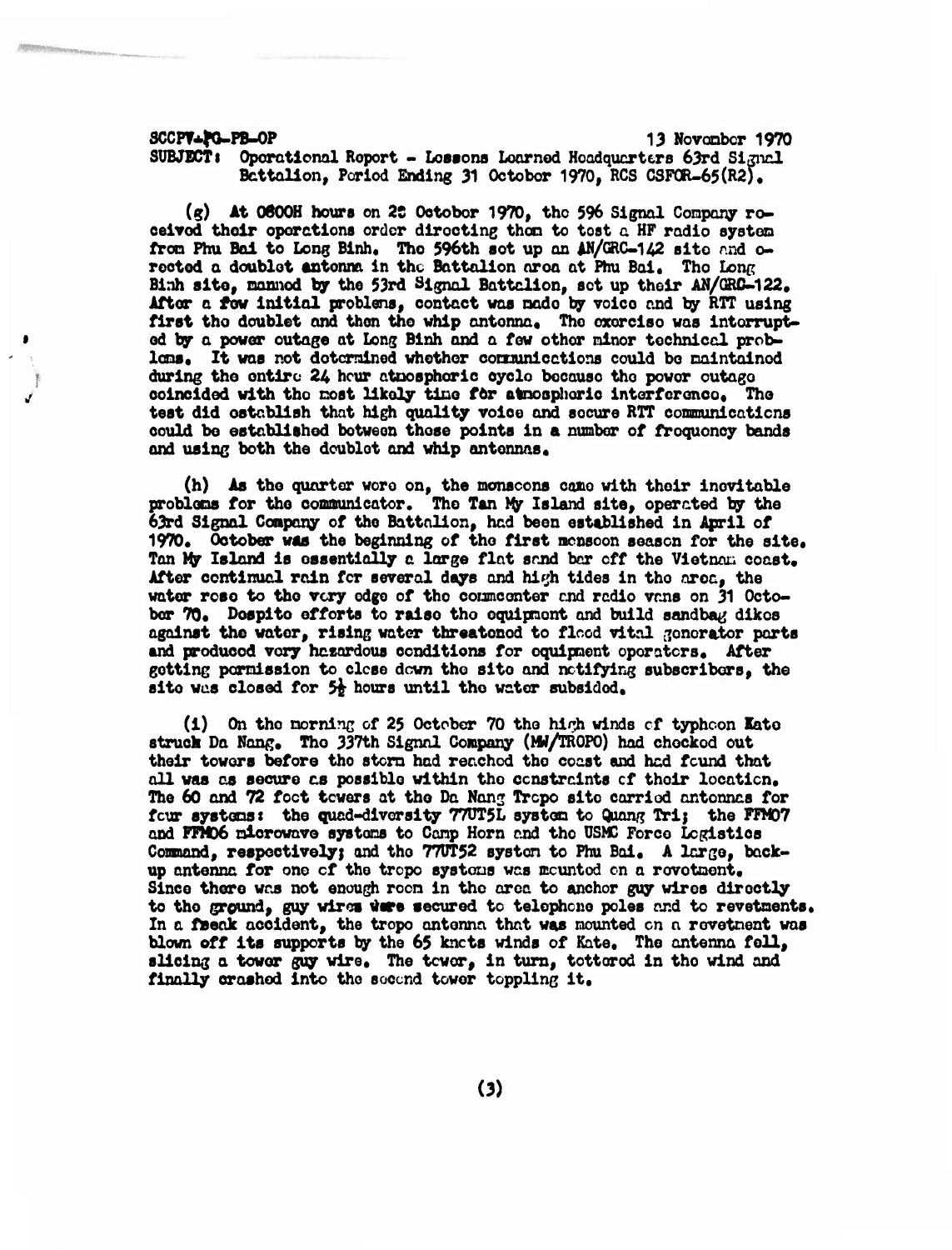SCCPV-PG-PB-OP 13 November 1970

SUBJECT: Operational Report - Lessons Learned Headquarters 63rd Signal Battalion, Period Ending 31 October 1970, RCS CSFOR-65(R2).

(g) At 0800H hours on 28 October 1970, the 596 Signal Company received their operations order directing them to test a HF radio system from Phu Bai to Long Binh. The 596th set up an AN/GRC-142 site and erected a doublet antenna in the Battalion area at Phu Bai. The Long Binh site, manned by the 53rd Signal Battalion, set up their AN/GRC-122. After a few initial problems, contact was made by voice and by RTT using first the doublet and then the whip antenna. The exercise was interrupted by a power outage at Long Binh and a few other minor technical problems. It was not determined whether communications could be maintained during the entire 24 hour atmospheric cycle because the power outage coincided with the most likely time for atmospheric interference. The test did establish that high quality voice and secure RTT communications could be established between these points in a number of frequency bands and using both the doublet and whip antennas.

(h) As the quarter wore on, the monsoons came with their inevitable problems for the communicator. The Tan My Island site, operated by the 63rd Signal Company of the Battalion, had been established in April of 1970. October was the beginning of the first monsoon season for the site. Tan My Island is essentially a large flat sand bar off the Vietnam coast. After continual rain for several days and high tides in the area, the water rose to the very edge of the commcenter and radio vans on 31 October 70. Despite efforts to raise the equipment and build sandbag dikes against the water, rising water threatened to flood vital generator parts and produced very hazardous conditions for equipment operators. After getting permission to close down the site and notifying subscribers, the site was closed for 5½ hours until the water subsided.

(i) On the morning of 25 October 70 the high winds of typhoon Kate struck Da Nang. The 337th Signal Company (MW/TROPO) had checked out their towers before the storm had reached the coast and had found that all was as secure as possible within the constraints of their location. The 60 and 72 foot towers at the Da Nang Tropo site carried antennas for four systems: the quad-diversity 770T5L system to Quang Tri; the FFM07 and FFM06 microwave systems to Camp Horn and the USMC Force Logistics Command, respectively; and the 770T52 system to Phu Bai. A large, back-up antenna for one of the tropo systems was mounted on a revetment. Since there was not enough room in the area to anchor guy wires directly to the ground, guy wires were secured to telephone poles and to revetments. In a freak accident, the tropo antenna that was mounted on a revetment was blown off its supports by the 65 knots winds of Kate. The antenna fell, slicing a tower guy wire. The tower, in turn, tottered in the wind and finally crashed into the second tower toppling it.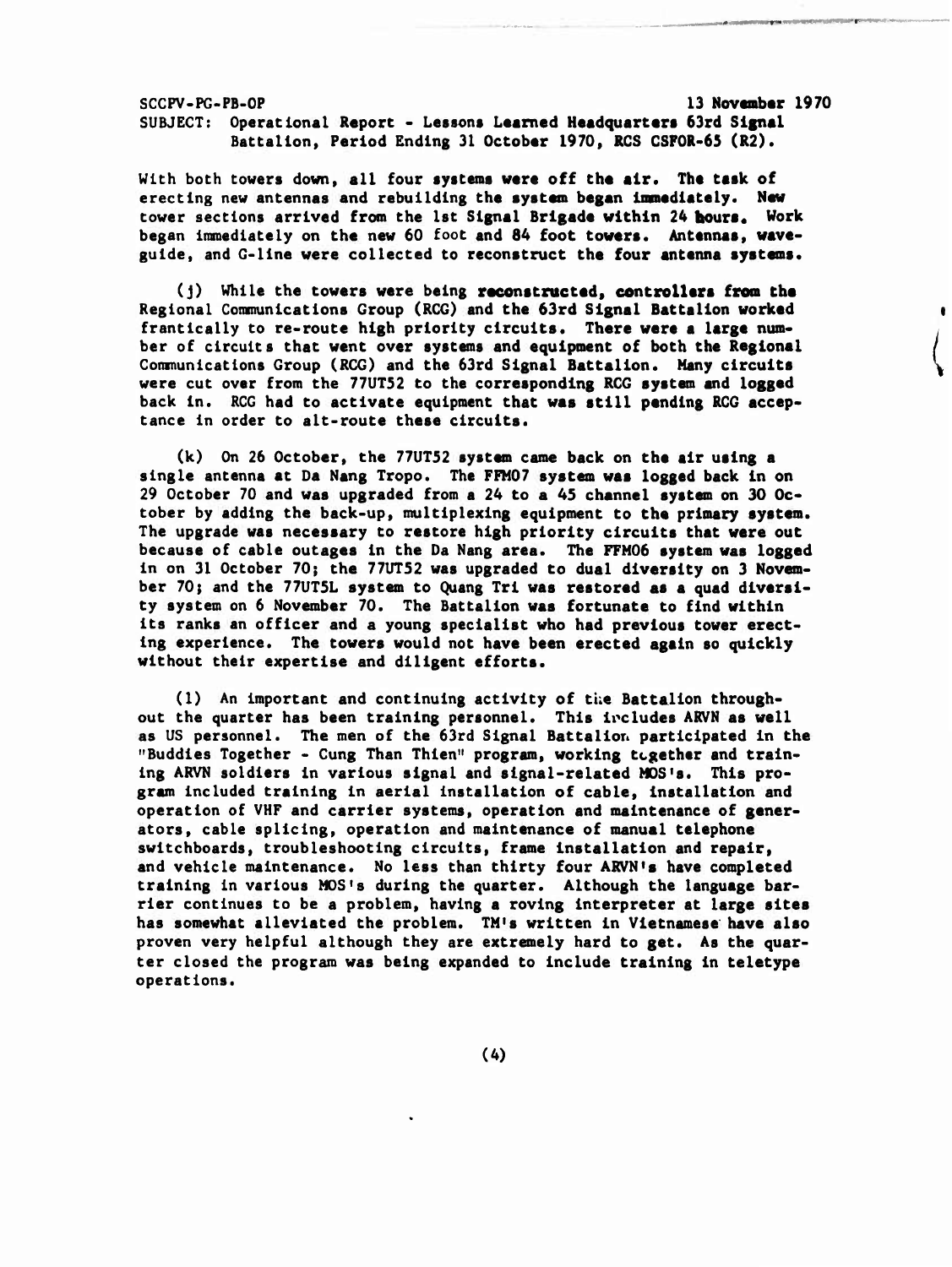SCCPV-PG-PB-OP 13 November 1970

SUBJECT: Operational Report - Lessons Learned Headquarters 63rd Signal Battalion, Period Ending 31 October 1970, RCS CSFOR-65 (R2).

With both towers down, all four systems were off the air. The task of erecting new antennas and rebuilding the system began immediately. New tower sections arrived from the 1st Signal Brigade within 24 hours. Work began immediately on the new 60 foot and 84 foot towers. Antennas, waveguide, and G-line were collected to reconstruct the four antenna systems.

(j) While the towers were being reconstructed, controllers from the Regional Communications Group (RCG) and the 63rd Signal Battalion worked frantically to re-route high priority circuits. There were a large number of circuits that went over systems and equipment of both the Regional Communications Group (RCG) and the 63rd Signal Battalion. Many circuits were cut over from the 77UT52 to the corresponding RCG system and logged back in. RCG had to activate equipment that was still pending RCG acceptance in order to alt-route these circuits.

(k) On 26 October, the 77UT52 system came back on the air using a single antenna at Da Nang Tropo. The FFM07 system was logged back in on 29 October 70 and was upgraded from a 24 to a 45 channel system on 30 October by adding the back-up, multiplexing equipment to the primary system. The upgrade was necessary to restore high priority circuits that were out because of cable outages in the Da Nang area. The FFM06 system was logged in on 31 October 70; the 77UT52 was upgraded to dual diversity on 3 November 70; and the 77UT5L system to Quang Tri was restored as a quad diversity system on 6 November 70. The Battalion was fortunate to find within its ranks an officer and a young specialist who had previous tower erecting experience. The towers would not have been erected again so quickly without their expertise and diligent efforts.

(l) An important and continuing activity of the Battalion throughout the quarter has been training personnel. This includes ARVN as well as US personnel. The men of the 63rd Signal Battalion participated in the "Buddies Together - Cung Than Thien" program, working together and training ARVN soldiers in various signal and signal-related MOS's. This program included training in aerial installation of cable, installation and operation of VHF and carrier systems, operation and maintenance of generators, cable splicing, operation and maintenance of manual telephone switchboards, troubleshooting circuits, frame installation and repair, and vehicle maintenance. No less than thirty four ARVN's have completed training in various MOS's during the quarter. Although the language barrier continues to be a problem, having a roving interpreter at large sites has somewhat alleviated the problem. TM's written in Vietnamese have also proven very helpful although they are extremely hard to get. As the quarter closed the program was being expanded to include training in teletype operations.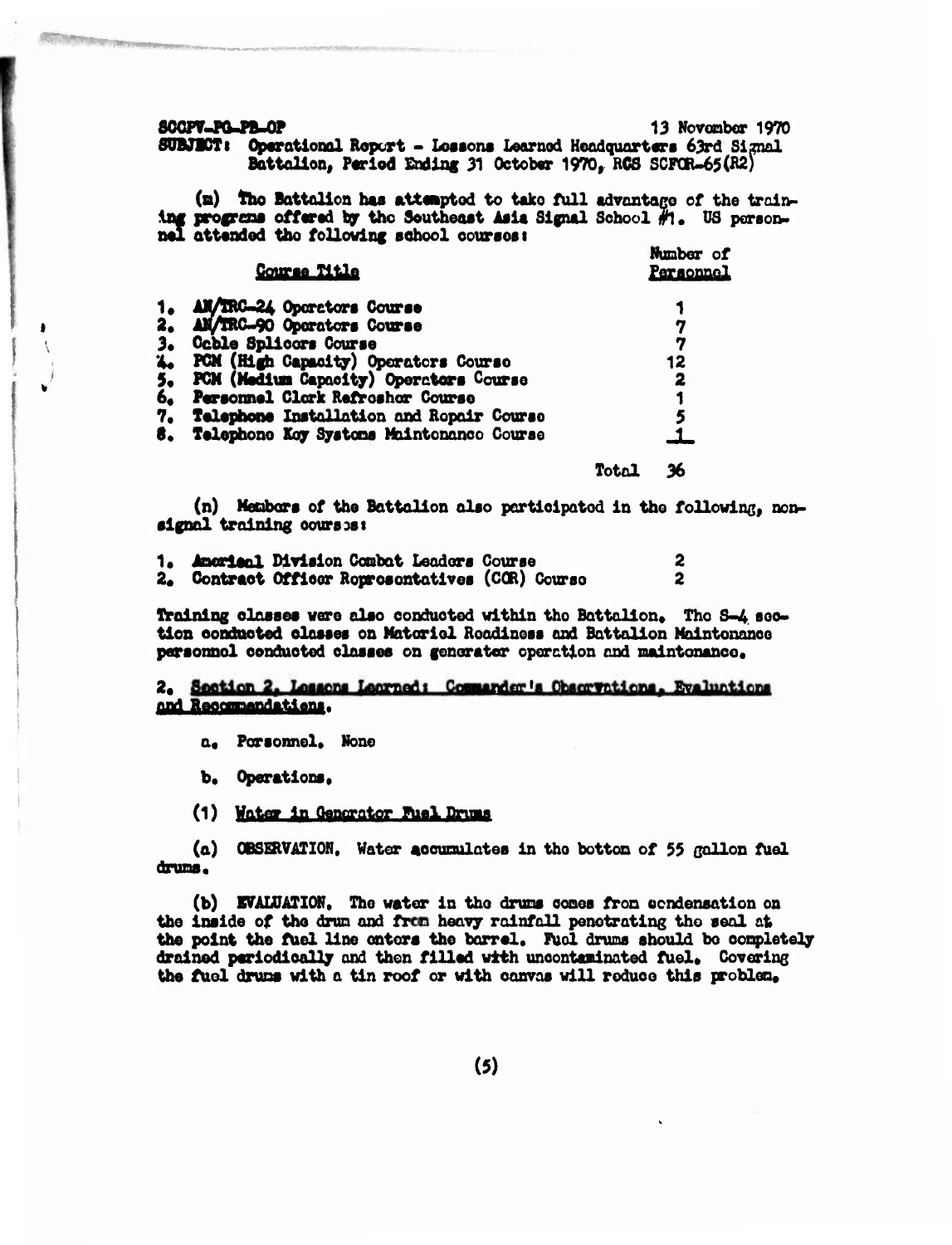SOCPV-PO-PB-OP 13 November 1970

SUBJECT: Operational Report - Lessons Learned Headquarters 63rd Signal Battalion, Period Ending 31 October 1970, RCS SCFOR-65(R2)

(m) The Battalion has attempted to take full advantage of the training programs offered by the Southeast Asia Signal School #1. US personnel attended the following school courses:

| Course Title | Number of Personnel |
|---|---|
| 1. AN/TRC-24 Operators Course | 1 |
| 2. AN/TRC-90 Operators Course | 7 |
| 3. Cable Splicers Course | 7 |
| 4. PCM (High Capacity) Operators Course | 12 |
| 5. PCM (Medium Capacity) Operators Course | 2 |
| 6. Personnel Clerk Refresher Course | 1 |
| 7. Telephone Installation and Repair Course | 5 |
| 8. Telephone Key Systems Maintenance Course | 1 |
| Total | 36 |

(n) Members of the Battalion also participated in the following, non-signal training courses:

| | |
|---|---|
| 1. Americal Division Combat Leaders Course | 2 |
| 2. Contract Officer Representatives (COR) Course | 2 |

Training classes were also conducted within the Battalion. The S-4 section conducted classes on Material Readiness and Battalion Maintenance personnel conducted classes on generator operation and maintenance.

2. Section 2, Lessons Learned: Commander's Observations, Evaluations and Recommendations.

a. Personnel. None

b. Operations.

(1) Water in Generator Fuel Drums

(a) OBSERVATION. Water accumulates in the botton of 55 gallon fuel drums.

(b) EVALUATION. The water in the drums comes from condensation on the inside of the drum and from heavy rainfall penetrating the seal at the point the fuel line enters the barrel. Fuel drums should be completely drained periodically and then filled with uncontaminated fuel. Covering the fuel drums with a tin roof or with canvas will reduce this problem.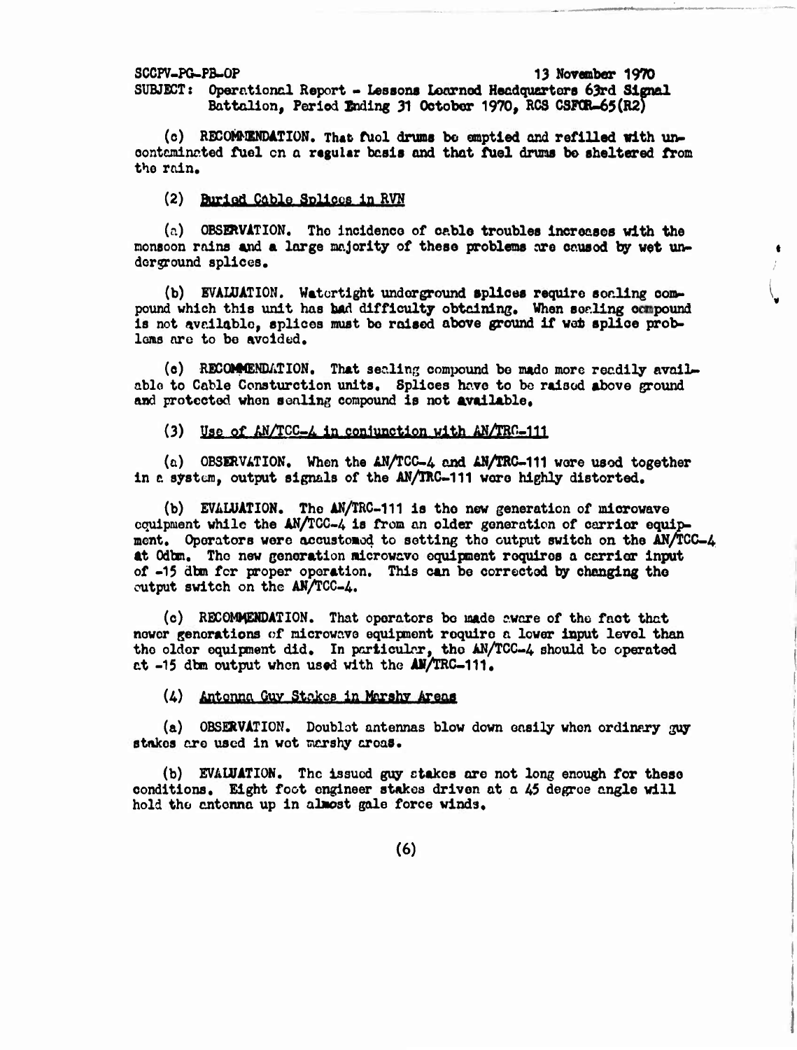SCCPV-PG-PB-OP 13 November 1970
SUBJECT: Operational Report - Lessons Learned Headquarters 63rd Signal Battalion, Period Ending 31 October 1970, RCS CSFOR-65(R2)

(c) RECOMMENDATION. That fuel drums be emptied and refilled with uncontaminated fuel on a regular basis and that fuel drums be sheltered from the rain.

(2) Buried Cable Splices in RVN

(a) OBSERVATION. The incidence of cable troubles increases with the monsoon rains and a large majority of these problems are caused by wet underground splices.

(b) EVALUATION. Watertight underground splices require sealing compound which this unit has had difficulty obtaining. When sealing compound is not available, splices must be raised above ground if wet splice problems are to be avoided.

(c) RECOMMENDATION. That sealing compound be made more readily available to Cable Consturction units. Splices have to be raised above ground and protected when sealing compound is not available.

(3) Use of AN/TCC-4 in conjunction with AN/TRC-111

(a) OBSERVATION. When the AN/TCC-4 and AN/TRC-111 were used together in a system, output signals of the AN/TRC-111 were highly distorted.

(b) EVALUATION. The AN/TRC-111 is the new generation of microwave equipment while the AN/TCC-4 is from an older generation of carrier equipment. Operators were accustomed to setting the output switch on the AN/TCC-4 at 0dbm. The new generation microwave equipment requires a carrier input of -15 dbm for proper operation. This can be corrected by changing the output switch on the AN/TCC-4.

(c) RECOMMENDATION. That operators be made aware of the fact that newer generations of microwave equipment require a lower input level than the older equipment did. In particular, the AN/TCC-4 should be operated at -15 dbm output when used with the AN/TRC-111.

(4) Antenna Guy Stakes in Marshy Areas

(a) OBSERVATION. Doublet antennas blow down easily when ordinary guy stakes are used in wet marshy areas.

(b) EVALUATION. The issued guy stakes are not long enough for these conditions. Eight foot engineer stakes driven at a 45 degree angle will hold the antenna up in almost gale force winds.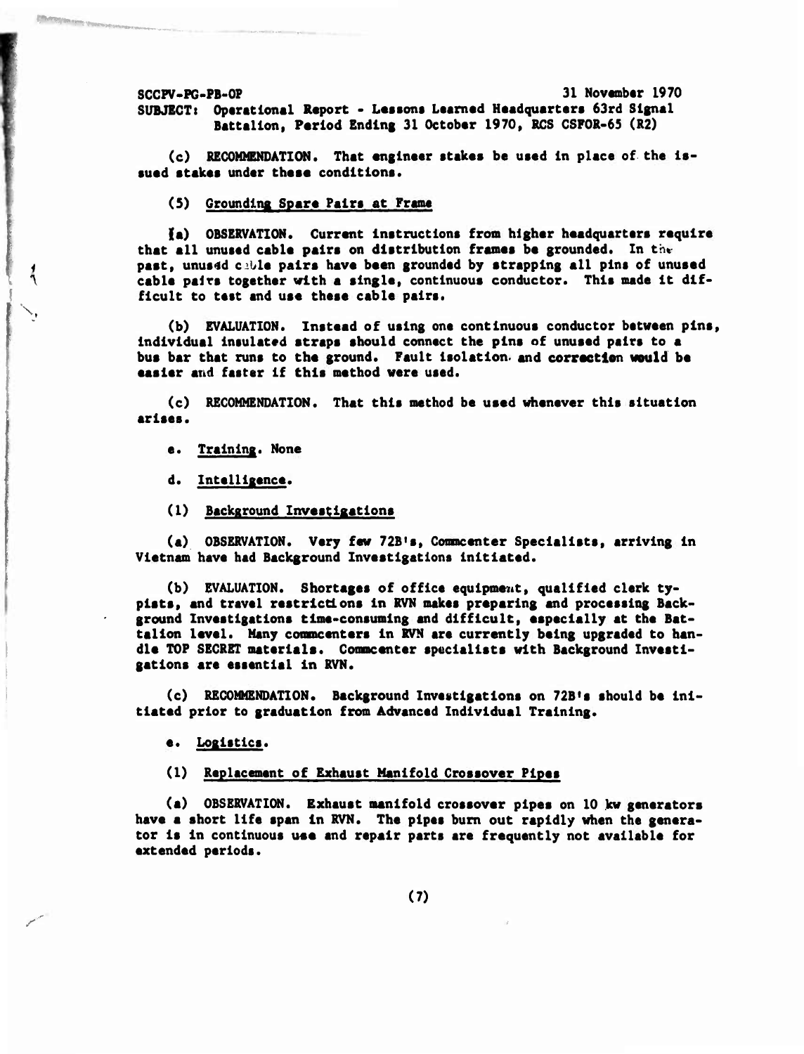SCCPV-PG-PB-OP 31 November 1970
SUBJECT: Operational Report - Lessons Learned Headquarters 63rd Signal Battalion, Period Ending 31 October 1970, RCS CSFOR-65 (R2)

(c) RECOMMENDATION. That engineer stakes be used in place of the issued stakes under these conditions.

(5) Grounding Spare Pairs at Frame

(a) OBSERVATION. Current instructions from higher headquarters require that all unused cable pairs on distribution frames be grounded. In the past, unused cable pairs have been grounded by strapping all pins of unused cable pairs together with a single, continuous conductor. This made it difficult to test and use these cable pairs.

(b) EVALUATION. Instead of using one continuous conductor between pins, individual insulated straps should connect the pins of unused pairs to a bus bar that runs to the ground. Fault isolation and correction would be easier and faster if this method were used.

(c) RECOMMENDATION. That this method be used whenever this situation arises.

c. Training. None

d. Intelligence.

(1) Background Investigations

(a) OBSERVATION. Very few 72B's, Commcenter Specialists, arriving in Vietnam have had Background Investigations initiated.

(b) EVALUATION. Shortages of office equipment, qualified clerk typists, and travel restrictions in RVN makes preparing and processing Background Investigations time-consuming and difficult, especially at the Battalion level. Many commcenters in RVN are currently being upgraded to handle TOP SECRET materials. Commcenter specialists with Background Investigations are essential in RVN.

(c) RECOMMENDATION. Background Investigations on 72B's should be initiated prior to graduation from Advanced Individual Training.

e. Logistics.

(1) Replacement of Exhaust Manifold Crossover Pipes

(a) OBSERVATION. Exhaust manifold crossover pipes on 10 kw generators have a short life span in RVN. The pipes burn out rapidly when the generator is in continuous use and repair parts are frequently not available for extended periods.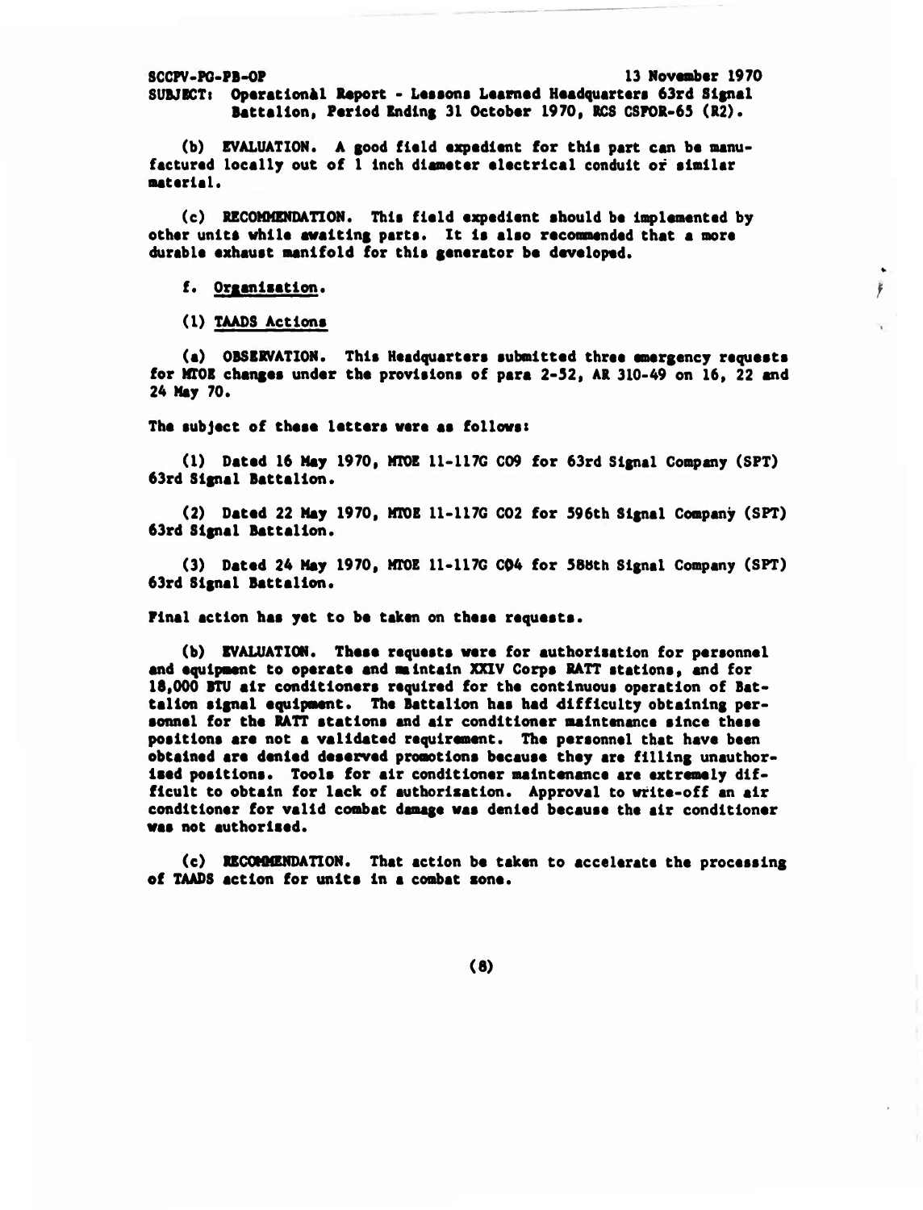SCCPV-PG-PB-OP 13 November 1970
SUBJECT: Operational Report - Lessons Learned Headquarters 63rd Signal Battalion, Period Ending 31 October 1970, RCS CSFOR-65 (R2).

(b) EVALUATION. A good field expedient for this part can be manufactured locally out of 1 inch diameter electrical conduit or similar material.

(c) RECOMMENDATION. This field expedient should be implemented by other units while awaiting parts. It is also recommended that a more durable exhaust manifold for this generator be developed.

f. Organization.

(1) TAADS Actions

(a) OBSERVATION. This Headquarters submitted three emergency requests for MTOE changes under the provisions of para 2-52, AR 310-49 on 16, 22 and 24 May 70.

The subject of these letters were as follows:

(1) Dated 16 May 1970, MTOE 11-117G C09 for 63rd Signal Company (SPT) 63rd Signal Battalion.

(2) Dated 22 May 1970, MTOE 11-117G C02 for 596th Signal Company (SPT) 63rd Signal Battalion.

(3) Dated 24 May 1970, MTOE 11-117G C04 for 588th Signal Company (SPT) 63rd Signal Battalion.

Final action has yet to be taken on these requests.

(b) EVALUATION. These requests were for authorization for personnel and equipment to operate and maintain XXIV Corps RATT stations, and for 18,000 BTU air conditioners required for the continuous operation of Battalion signal equipment. The Battalion has had difficulty obtaining personnel for the RATT stations and air conditioner maintenance since these positions are not a validated requirement. The personnel that have been obtained are denied deserved promotions because they are filling unauthorized positions. Tools for air conditioner maintenance are extremely difficult to obtain for lack of authorization. Approval to write-off an air conditioner for valid combat damage was denied because the air conditioner was not authorized.

(c) RECOMMENDATION. That action be taken to accelerate the processing of TAADS action for units in a combat zone.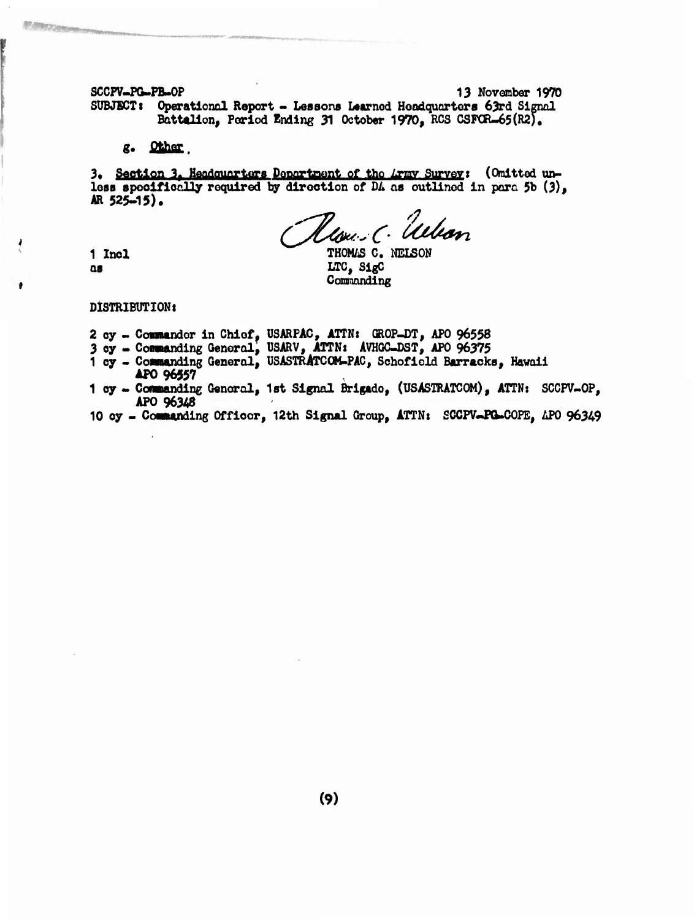SCCPV-PG-PB-OP 13 November 1970

SUBJECT: Operational Report - Lessons Learned Headquarters 63rd Signal Battalion, Period Ending 31 October 1970, RCS CSFOR-65(R2).

g. Other.

3. Section 3, Headquarters Department of the Army Survey: (Omitted unless specifically required by direction of DA as outlined in para 5b (3), AR 525-15).

1 Incl
as

THOMAS C. NELSON
LTC, SigC
Commanding

DISTRIBUTION:

2 cy - Commander in Chief, USARPAC, ATTN: GROP-DT, APO 96558
3 cy - Commanding General, USARV, ATTN: AVHGC-DST, APO 96375
1 cy - Commanding General, USASTRATCOM-PAC, Schofield Barracks, Hawaii APO 96557
1 cy - Commanding General, 1st Signal Brigade, (USASTRATCOM), ATTN: SCCPV-OP, APO 96348
10 cy - Commanding Officer, 12th Signal Group, ATTN: SCCPV-PG-COPE, APO 96349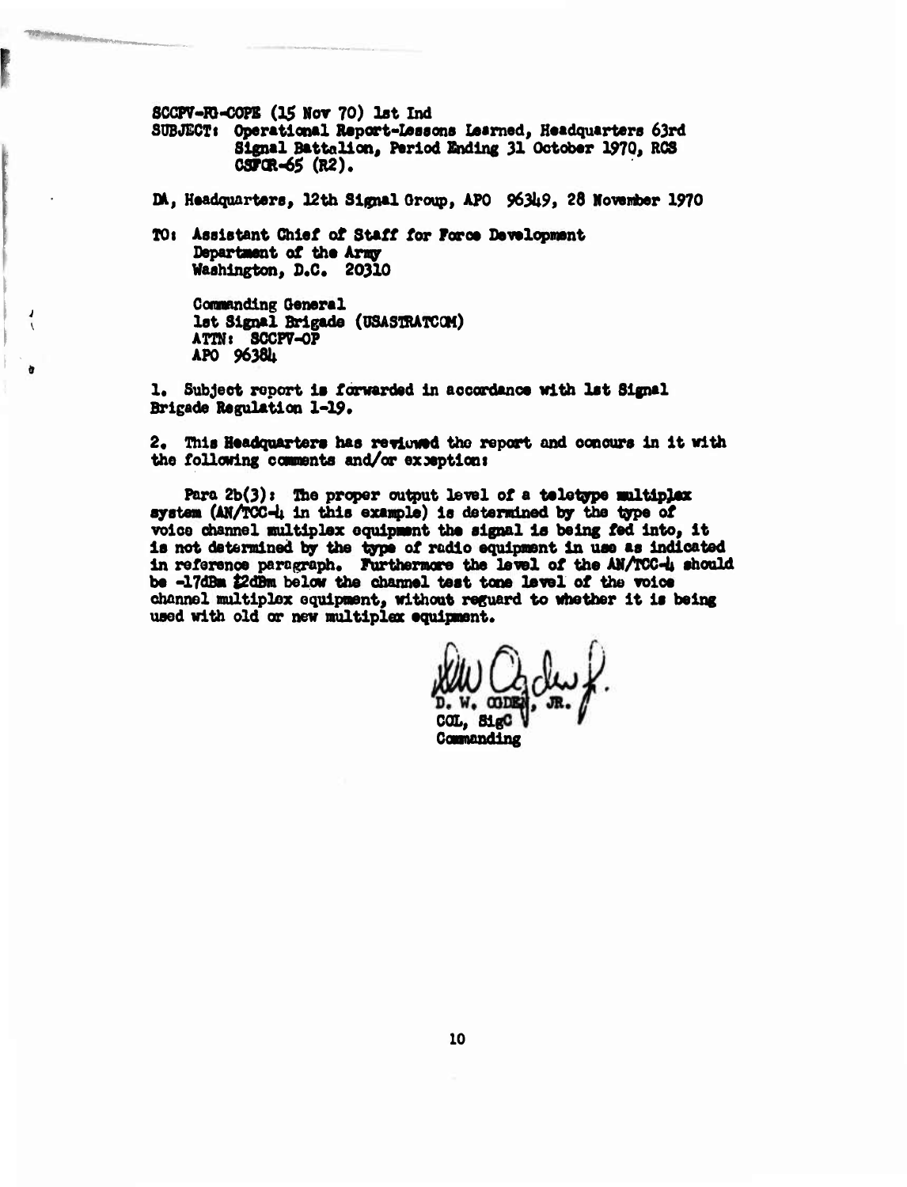SCCPV-RG-COPE (15 Nov 70) 1st Ind
SUBJECT: Operational Report-Lessons Learned, Headquarters 63rd Signal Battalion, Period Ending 31 October 1970, RCS CSFOR-65 (R2).

DA, Headquarters, 12th Signal Group, APO 96349, 28 November 1970

TO: Assistant Chief of Staff for Force Development
Department of the Army
Washington, D.C. 20310

Commanding General
1st Signal Brigade (USASTRATCOM)
ATTN: SCCPV-OP
APO 96384

1. Subject report is forwarded in accordance with 1st Signal Brigade Regulation 1-19.

2. This Headquarters has reviewed the report and concurs in it with the following comments and/or exception:

Para 2b(3): The proper output level of a teletype multiplex system (AN/TCC-4 in this example) is determined by the type of voice channel multiplex equipment the signal is being fed into, it is not determined by the type of radio equipment in use as indicated in reference paragraph. Furthermore the level of the AN/TCC-4 should be -17dBm ±2dBm below the channel test tone level of the voice channel multiplex equipment, without reguard to whether it is being used with old or new multiplex equipment.

D. W. OGDEN, JR.
COL, SigC
Commanding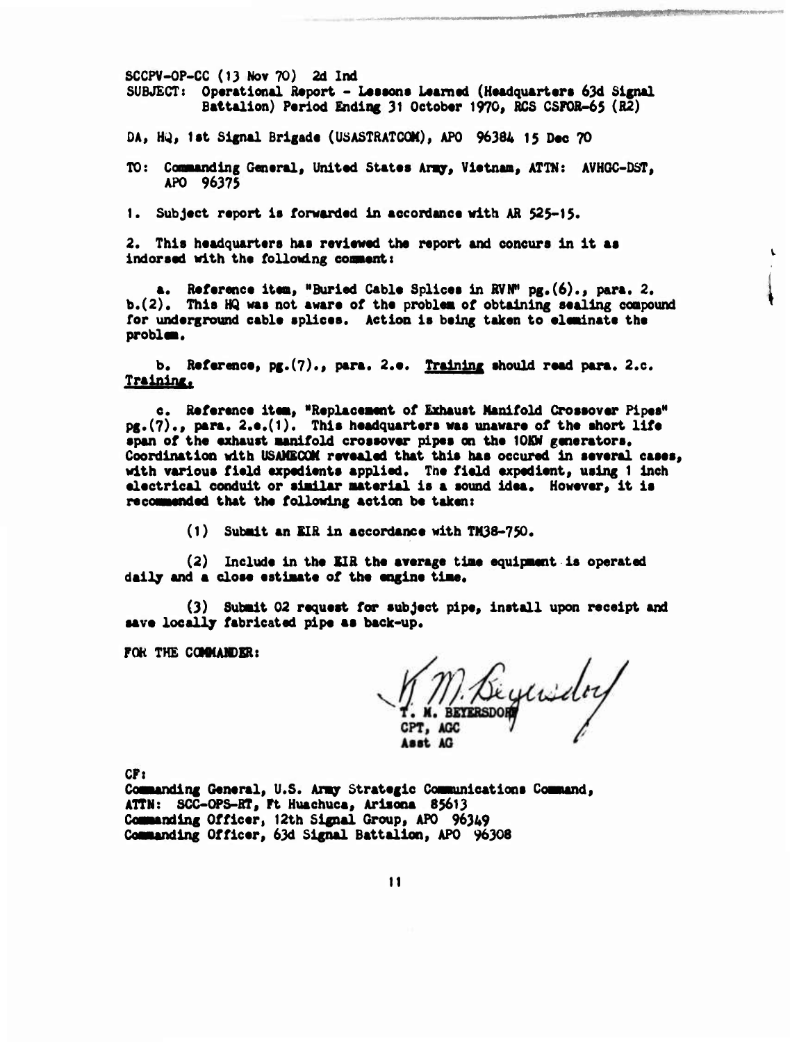SCCPV-OP-CC (13 Nov 70) 2d Ind

SUBJECT: Operational Report - Lessons Learned (Headquarters 63d Signal Battalion) Period Ending 31 October 1970, RCS CSFOR-65 (R2)

DA, HQ, 1st Signal Brigade (USASTRATCOM), APO 96384 15 Dec 70

TO: Commanding General, United States Army, Vietnam, ATTN: AVHGC-DST, APO 96375

1. Subject report is forwarded in accordance with AR 525-15.

2. This headquarters has reviewed the report and concurs in it as indorsed with the following comment:

   a. Reference item, "Buried Cable Splices in RVN" pg.(6)., para. 2. b.(2). This HQ was not aware of the problem of obtaining sealing compound for underground cable splices. Action is being taken to eleminate the problem.

   b. Reference, pg.(7)., para. 2.e. Training should read para. 2.c. Training.

   c. Reference item, "Replacement of Exhaust Manifold Crossover Pipes" pg.(7)., para. 2.e.(1). This headquarters was unaware of the short life span of the exhaust manifold crossover pipes on the 10KW generators. Coordination with USAMECOM revealed that this has occured in several cases, with various field expedients applied. The field expedient, using 1 inch electrical conduit or similar material is a sound idea. However, it is recommended that the following action be taken:

      (1) Submit an EIR in accordance with TM38-750.

      (2) Include in the EIR the average time equipment is operated daily and a close estimate of the engine time.

      (3) Submit 02 request for subject pipe, install upon receipt and save locally fabricated pipe as back-up.

FOR THE COMMANDER:

T. M. BEYERSDORF
CPT, AGC
Asst AG

CF:
Commanding General, U.S. Army Strategic Communications Command, ATTN: SCC-OPS-RT, Ft Huachuca, Arizona 85613
Commanding Officer, 12th Signal Group, APO 96349
Commanding Officer, 63d Signal Battalion, APO 96308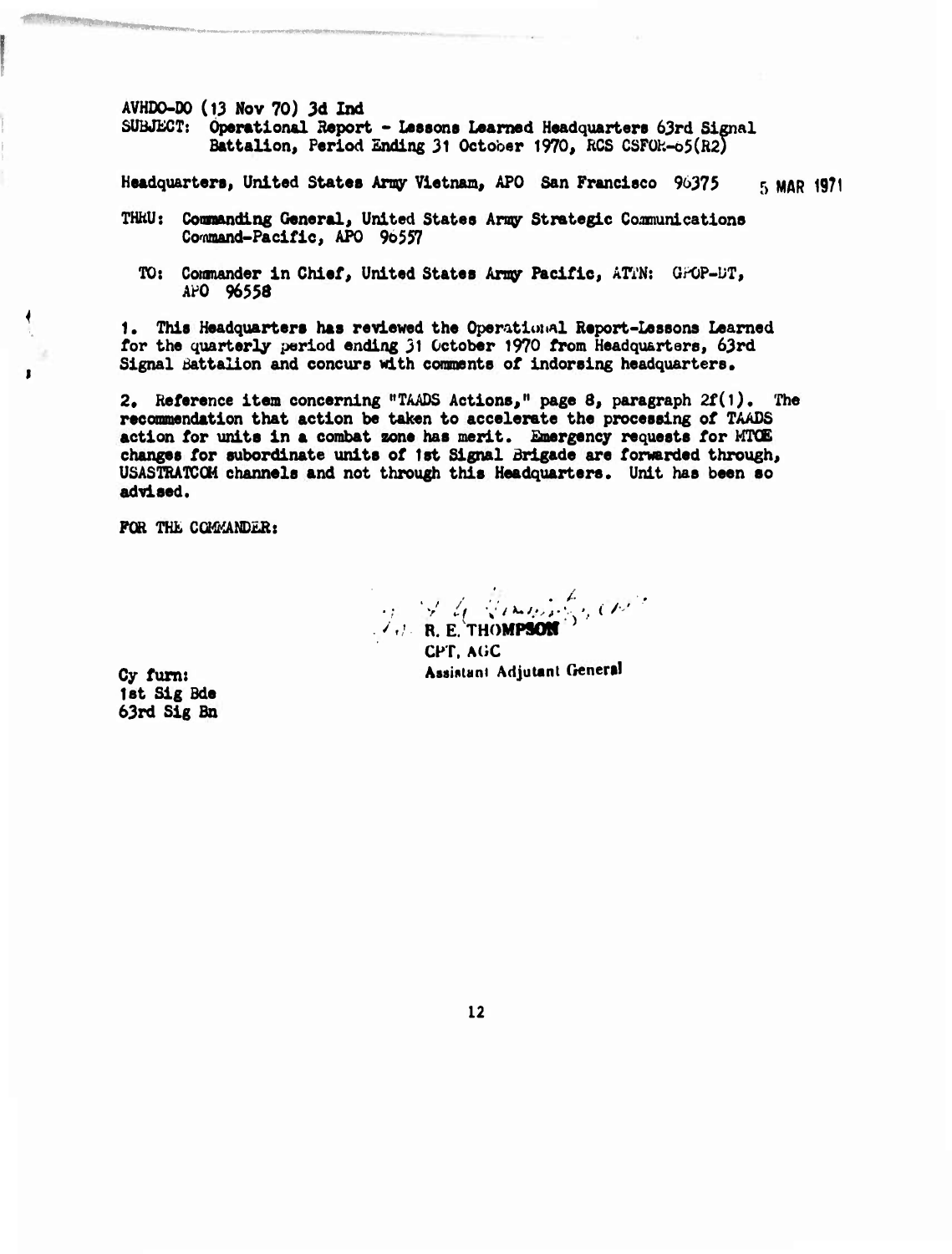AVHDO-DO (13 Nov 70) 3d Ind
SUBJECT: Operational Report - Lessons Learned Headquarters 63rd Signal Battalion, Period Ending 31 October 1970, RCS CSFOR-65(R2)

Headquarters, United States Army Vietnam, APO San Francisco 96375 5 MAR 1971

THRU: Commanding General, United States Army Strategic Communications Command-Pacific, APO 96557

TO: Commander in Chief, United States Army Pacific, ATTN: GPOP-DT, APO 96558

1. This Headquarters has reviewed the Operational Report-Lessons Learned for the quarterly period ending 31 October 1970 from Headquarters, 63rd Signal Battalion and concurs with comments of indorsing headquarters.

2. Reference item concerning "TAADS Actions," page 8, paragraph 2f(1). The recommendation that action be taken to accelerate the processing of TAADS action for units in a combat zone has merit. Emergency requests for MTOE changes for subordinate units of 1st Signal Brigade are forwarded through, USASTRATCOM channels and not through this Headquarters. Unit has been so advised.

FOR THE COMMANDER:

R. E. THOMPSON
CPT, AGC
Assistant Adjutant General

Cy furn:
1st Sig Bde
63rd Sig Bn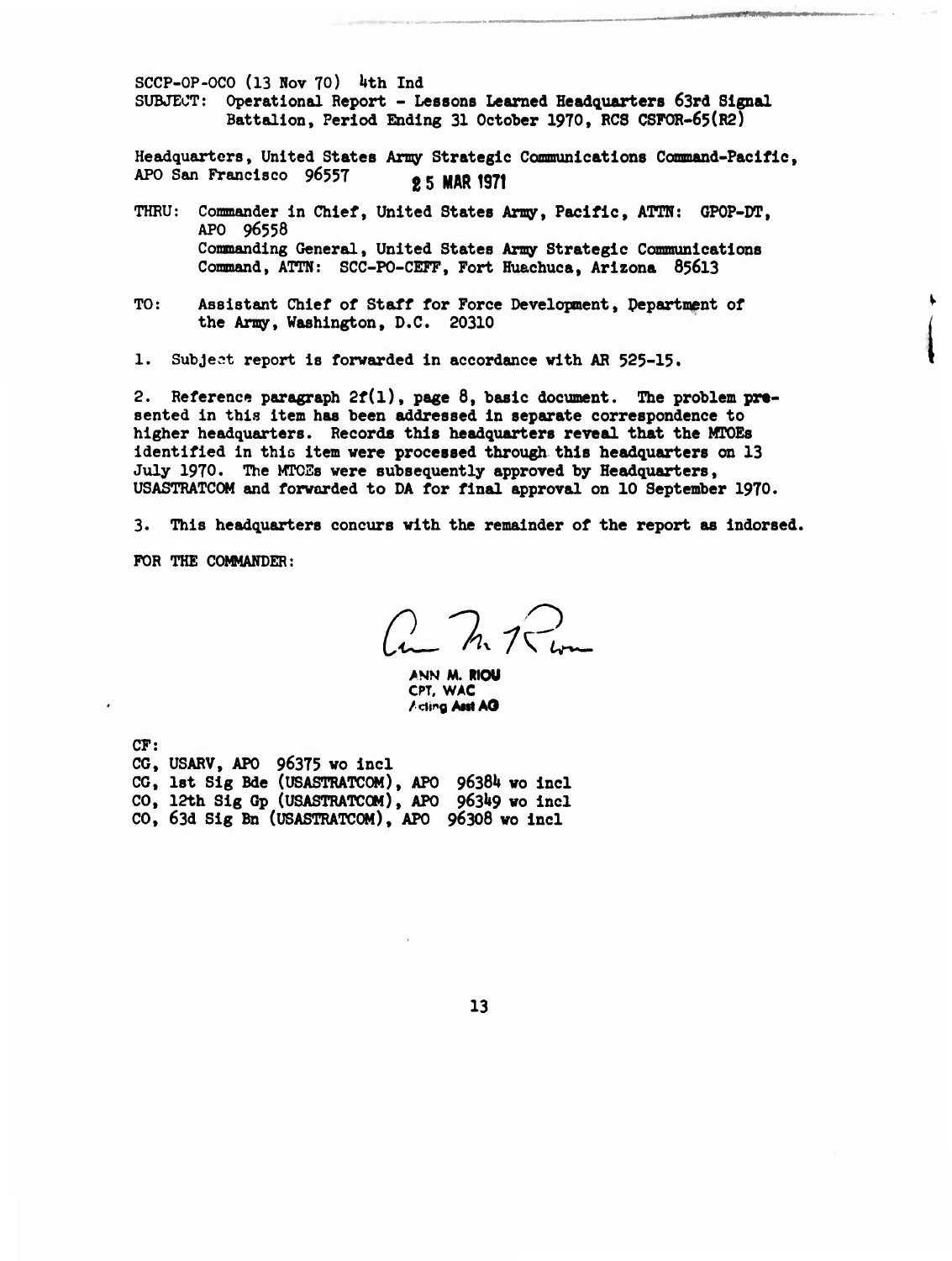SCCP-OP-OCO (13 Nov 70) 4th Ind

SUBJECT: Operational Report - Lessons Learned Headquarters 63rd Signal Battalion, Period Ending 31 October 1970, RCS CSFOR-65(R2)

Headquarters, United States Army Strategic Communications Command-Pacific, APO San Francisco 96557 25 MAR 1971

THRU: Commander in Chief, United States Army, Pacific, ATTN: GPOP-DT, APO 96558
Commanding General, United States Army Strategic Communications Command, ATTN: SCC-PO-CEFF, Fort Huachuca, Arizona 85613

TO: Assistant Chief of Staff for Force Development, Department of the Army, Washington, D.C. 20310

1. Subject report is forwarded in accordance with AR 525-15.

2. Reference paragraph 2f(1), page 8, basic document. The problem presented in this item has been addressed in separate correspondence to higher headquarters. Records this headquarters reveal that the MTOEs identified in this item were processed through this headquarters on 13 July 1970. The MTOEs were subsequently approved by Headquarters, USASTRATCOM and forwarded to DA for final approval on 10 September 1970.

3. This headquarters concurs with the remainder of the report as indorsed.

FOR THE COMMANDER:

ANN M. RIOU
CPT, WAC
Acting Asst AG

CF:
CG, USARV, APO 96375 wo incl
CG, 1st Sig Bde (USASTRATCOM), APO 96384 wo incl
CO, 12th Sig Gp (USASTRATCOM), APO 96349 wo incl
CO, 63d Sig Bn (USASTRATCOM), APO 96308 wo incl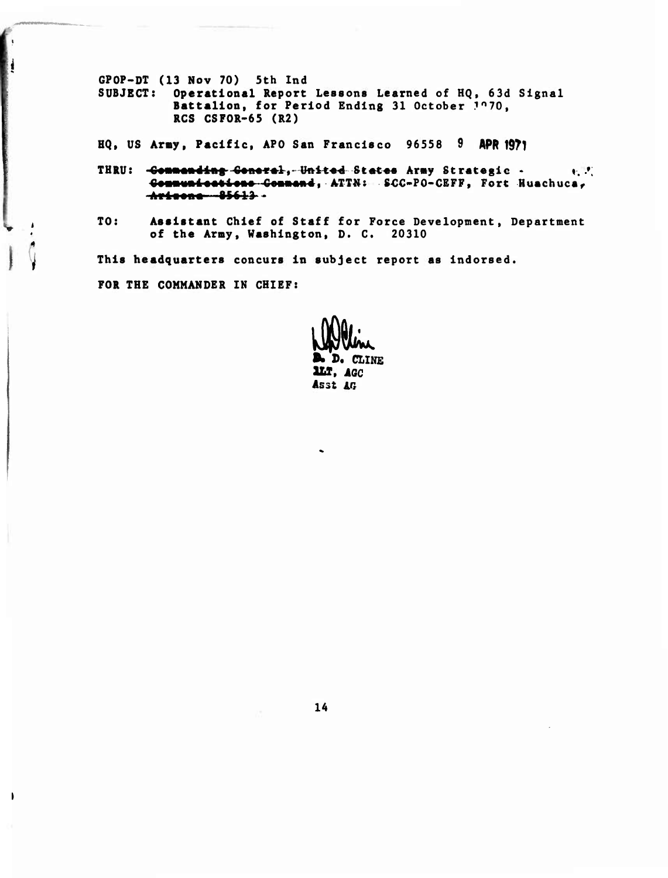GPOP-DT (13 Nov 70) 5th Ind
SUBJECT: Operational Report Lessons Learned of HQ, 63d Signal Battalion, for Period Ending 31 October 1970, RCS CSFOR-65 (R2)

HQ, US Army, Pacific, APO San Francisco 96558 9 APR 1971

THRU: ~~Commanding General, United States~~ Army Strategic ~~Communications Command~~, ATTN: SCC-PO-CEFF, Fort Huachuca, ~~Arizona 85613~~

TO: Assistant Chief of Staff for Force Development, Department of the Army, Washington, D. C. 20310

This headquarters concurs in subject report as indorsed.

FOR THE COMMANDER IN CHIEF:

B. D. CLINE
1LT, AGC
Asst AG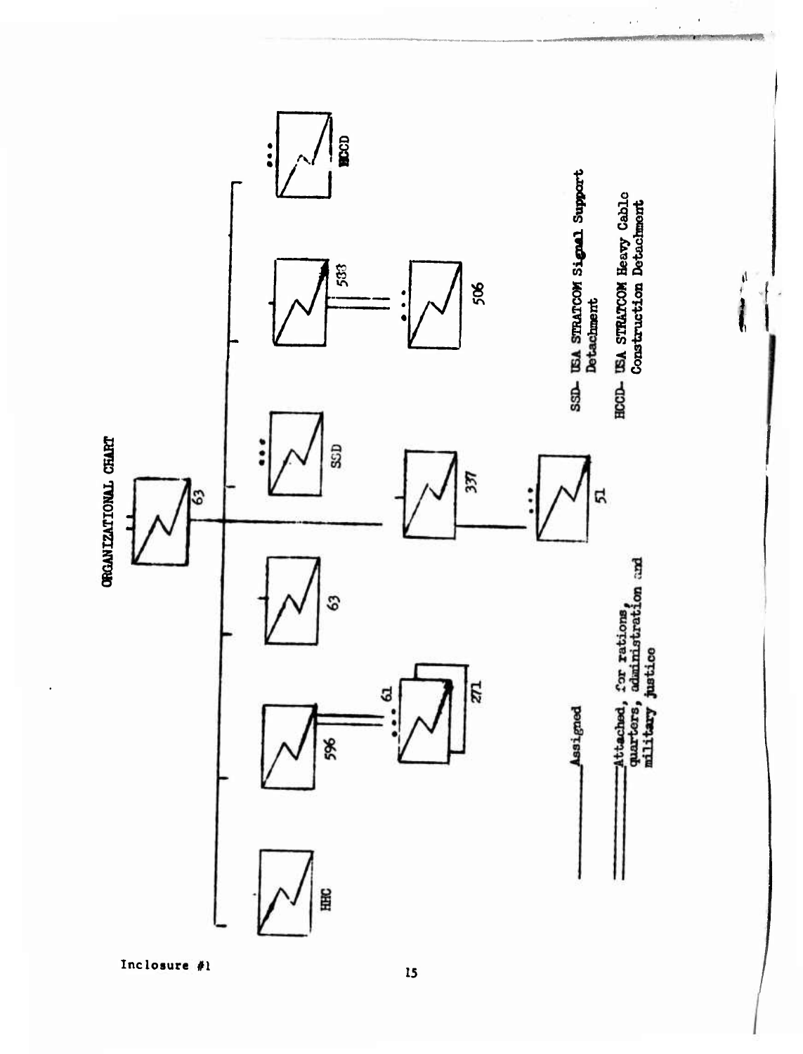# ORGANIZATIONAL CHART

63

HHC

596

61 ••• 271

63

SSD •••

337

51 •••

533

506 •••

HCCD •••

——— Assigned

═══ Attached, for rations, quarters, administration and military justice

SSD- USA STRATCOM Signal Support Detachment

HCCD- USA STRATCOM Heavy Cable Construction Detachment

Inclosure #1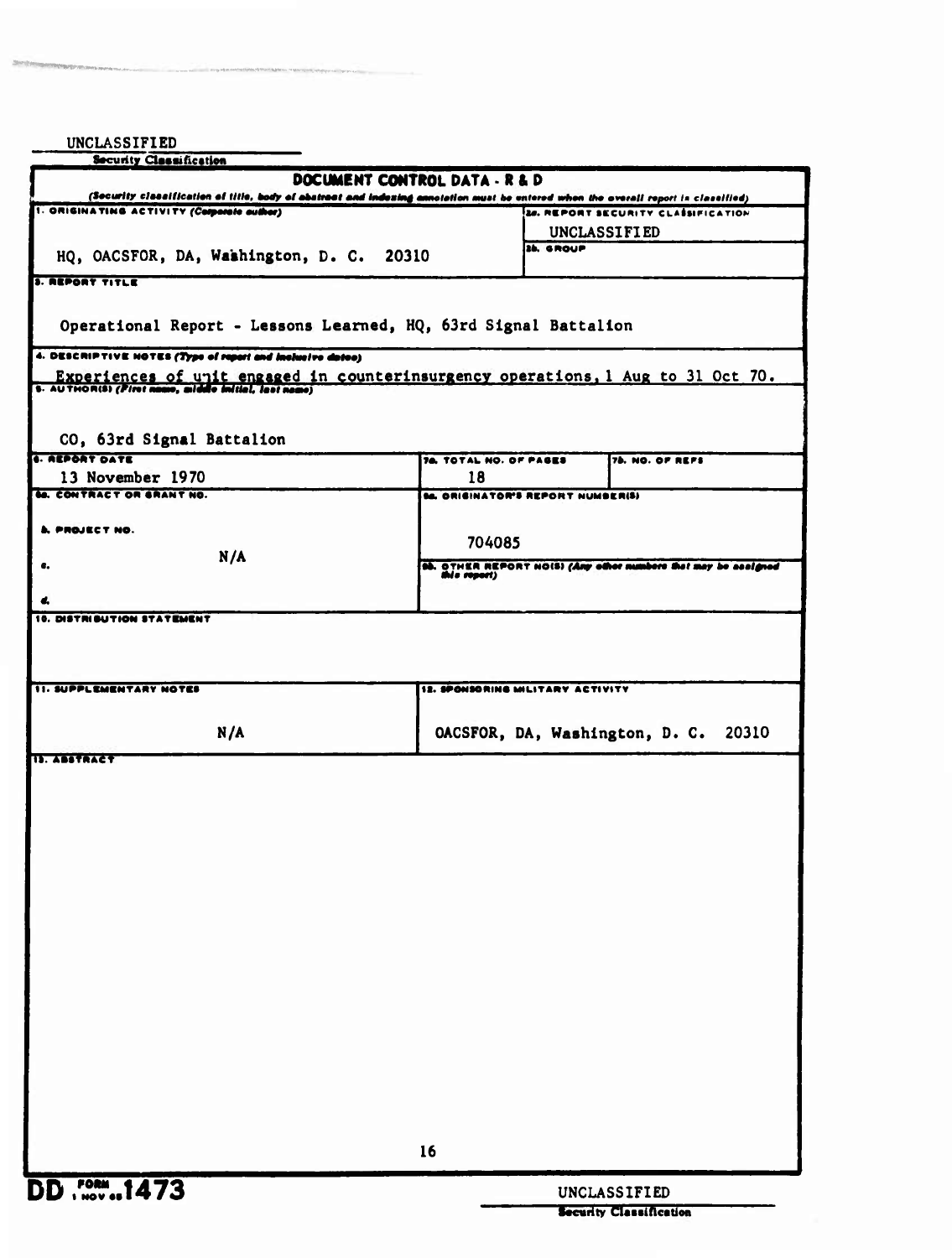UNCLASSIFIED

Security Classification

## DOCUMENT CONTROL DATA - R & D

*(Security classification of title, body of abstract and indexing annotation must be entered when the overall report is classified)*

**1. ORIGINATING ACTIVITY (Corporate author)**

HQ, OACSFOR, DA, Washington, D. C. 20310

**2a. REPORT SECURITY CLASSIFICATION**

UNCLASSIFIED

**2b. GROUP**

**3. REPORT TITLE**

Operational Report - Lessons Learned, HQ, 63rd Signal Battalion

**4. DESCRIPTIVE NOTES (Type of report and inclusive dates)**

Experiences of unit engaged in counterinsurgency operations, 1 Aug to 31 Oct 70.

**5. AUTHOR(S) (First name, middle initial, last name)**

CO, 63rd Signal Battalion

| 6. REPORT DATE | 7a. TOTAL NO. OF PAGES | 7b. NO. OF REFS |
|---|---|---|
| 13 November 1970 | 18 | |

**8a. CONTRACT OR GRANT NO.**

**b. PROJECT NO.**

N/A

**c.**

**d.**

**9a. ORIGINATOR'S REPORT NUMBER(S)**

704085

**9b. OTHER REPORT NO(S) (Any other numbers that may be assigned this report)**

**10. DISTRIBUTION STATEMENT**

**11. SUPPLEMENTARY NOTES**

N/A

**12. SPONSORING MILITARY ACTIVITY**

OACSFOR, DA, Washington, D. C. 20310

**13. ABSTRACT**

16

DD FORM 1 NOV 65 1473

UNCLASSIFIED

Security Classification